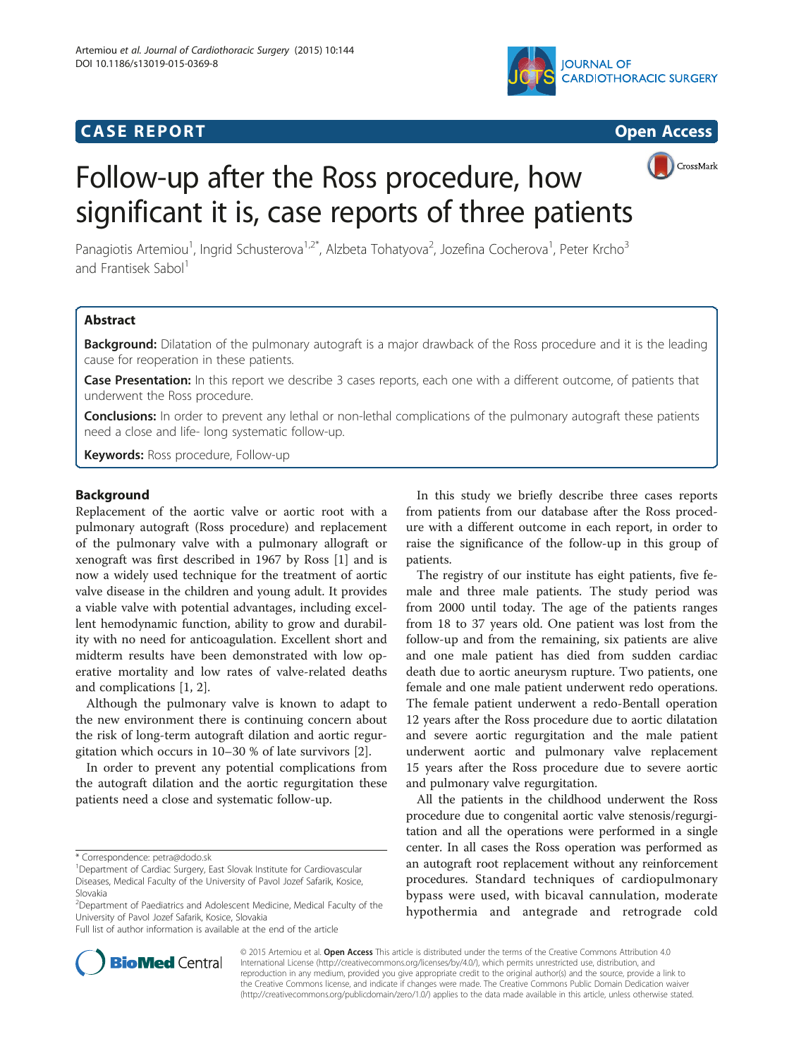CASE REPORT Open Access

# Follow-up after the Ross procedure, how significant it is, case reports of three patients

Panagiotis Artemiou[1], Ingrid Schusterova[1,2*], Alzbeta Tohatyova[2], Jozefina Cocherova[1], Peter Krcho[3] and Frantisek Sabol[1]

## Abstract

**Background:** Dilatation of the pulmonary autograft is a major drawback of the Ross procedure and it is the leading cause for reoperation in these patients.

**Case Presentation:** In this report we describe 3 cases reports, each one with a different outcome, of patients that underwent the Ross procedure.

**Conclusions:** In order to prevent any lethal or non-lethal complications of the pulmonary autograft these patients need a close and life- long systematic follow-up.

**Keywords:** Ross procedure, Follow-up

## Background

Replacement of the aortic valve or aortic root with a pulmonary autograft (Ross procedure) and replacement of the pulmonary valve with a pulmonary allograft or xenograft was first described in 1967 by Ross [1] and is now a widely used technique for the treatment of aortic valve disease in the children and young adult. It provides a viable valve with potential advantages, including excellent hemodynamic function, ability to grow and durability with no need for anticoagulation. Excellent short and midterm results have been demonstrated with low operative mortality and low rates of valve-related deaths and complications [1, 2].

Although the pulmonary valve is known to adapt to the new environment there is continuing concern about the risk of long-term autograft dilation and aortic regurgitation which occurs in 10–30 % of late survivors [2].

In order to prevent any potential complications from the autograft dilation and the aortic regurgitation these patients need a close and systematic follow-up.

In this study we briefly describe three cases reports from patients from our database after the Ross procedure with a different outcome in each report, in order to raise the significance of the follow-up in this group of patients.

The registry of our institute has eight patients, five female and three male patients. The study period was from 2000 until today. The age of the patients ranges from 18 to 37 years old. One patient was lost from the follow-up and from the remaining, six patients are alive and one male patient has died from sudden cardiac death due to aortic aneurysm rupture. Two patients, one female and one male patient underwent redo operations. The female patient underwent a redo-Bentall operation 12 years after the Ross procedure due to aortic dilatation and severe aortic regurgitation and the male patient underwent aortic and pulmonary valve replacement 15 years after the Ross procedure due to severe aortic and pulmonary valve regurgitation.

All the patients in the childhood underwent the Ross procedure due to congenital aortic valve stenosis/regurgitation and all the operations were performed in a single center. In all cases the Ross operation was performed as an autograft root replacement without any reinforcement procedures. Standard techniques of cardiopulmonary bypass were used, with bicaval cannulation, moderate hypothermia and antegrade and retrograde cold

* Correspondence: petra@dodo.sk
[1]Department of Cardiac Surgery, East Slovak Institute for Cardiovascular Diseases, Medical Faculty of the University of Pavol Jozef Safarik, Kosice, Slovakia
[2]Department of Paediatrics and Adolescent Medicine, Medical Faculty of the University of Pavol Jozef Safarik, Kosice, Slovakia
Full list of author information is available at the end of the article

© 2015 Artemiou et al. **Open Access** This article is distributed under the terms of the Creative Commons Attribution 4.0 International License (http://creativecommons.org/licenses/by/4.0/), which permits unrestricted use, distribution, and reproduction in any medium, provided you give appropriate credit to the original author(s) and the source, provide a link to the Creative Commons license, and indicate if changes were made. The Creative Commons Public Domain Dedication waiver (http://creativecommons.org/publicdomain/zero/1.0/) applies to the data made available in this article, unless otherwise stated.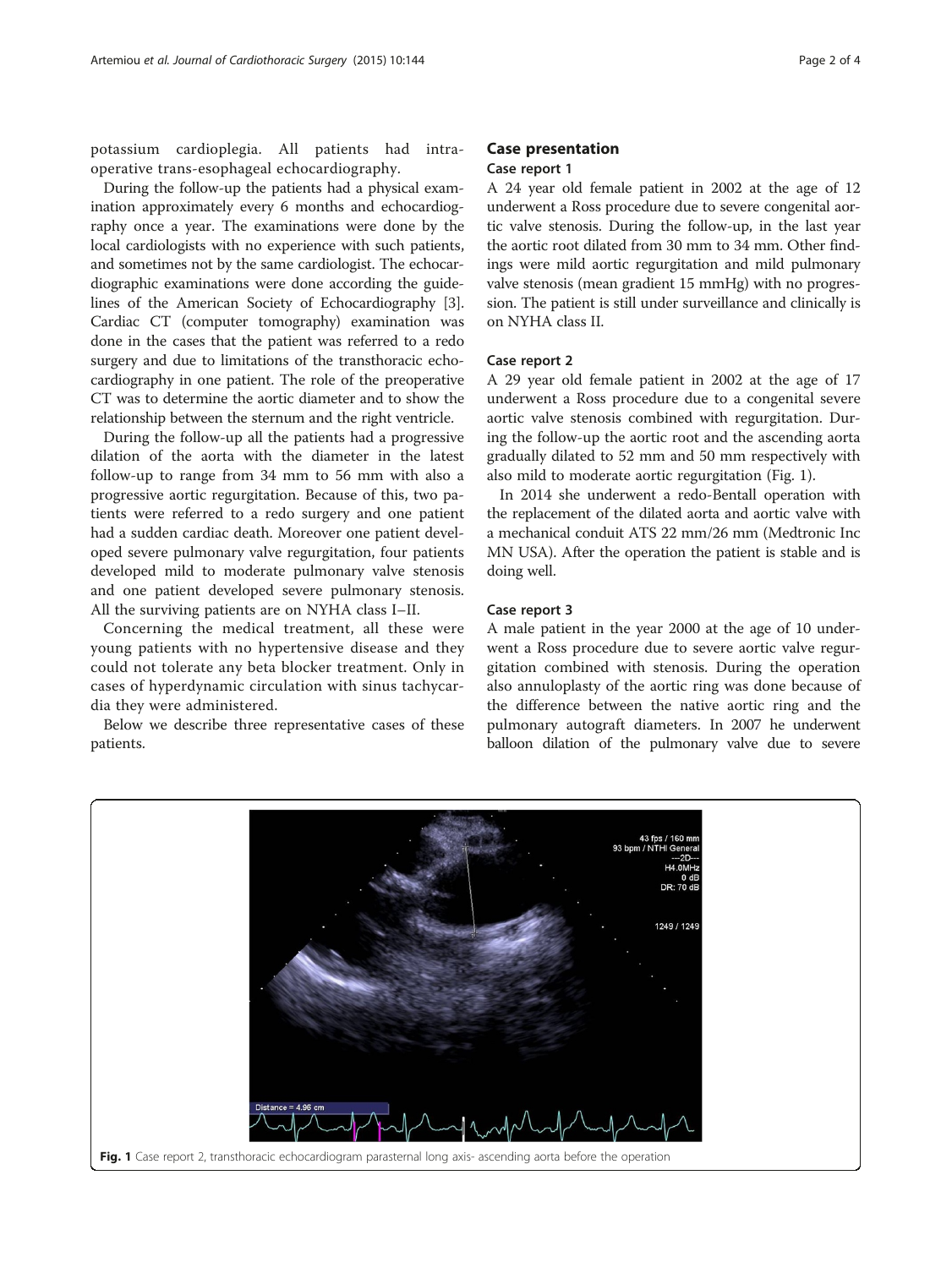potassium cardioplegia. All patients had intra-operative trans-esophageal echocardiography.

During the follow-up the patients had a physical examination approximately every 6 months and echocardiography once a year. The examinations were done by the local cardiologists with no experience with such patients, and sometimes not by the same cardiologist. The echocardiographic examinations were done according the guidelines of the American Society of Echocardiography [3]. Cardiac CT (computer tomography) examination was done in the cases that the patient was referred to a redo surgery and due to limitations of the transthoracic echocardiography in one patient. The role of the preoperative CT was to determine the aortic diameter and to show the relationship between the sternum and the right ventricle.

During the follow-up all the patients had a progressive dilation of the aorta with the diameter in the latest follow-up to range from 34 mm to 56 mm with also a progressive aortic regurgitation. Because of this, two patients were referred to a redo surgery and one patient had a sudden cardiac death. Moreover one patient developed severe pulmonary valve regurgitation, four patients developed mild to moderate pulmonary valve stenosis and one patient developed severe pulmonary stenosis. All the surviving patients are on NYHA class I–II.

Concerning the medical treatment, all these were young patients with no hypertensive disease and they could not tolerate any beta blocker treatment. Only in cases of hyperdynamic circulation with sinus tachycardia they were administered.

Below we describe three representative cases of these patients.

## Case presentation

### Case report 1

A 24 year old female patient in 2002 at the age of 12 underwent a Ross procedure due to severe congenital aortic valve stenosis. During the follow-up, in the last year the aortic root dilated from 30 mm to 34 mm. Other findings were mild aortic regurgitation and mild pulmonary valve stenosis (mean gradient 15 mmHg) with no progression. The patient is still under surveillance and clinically is on NYHA class II.

### Case report 2

A 29 year old female patient in 2002 at the age of 17 underwent a Ross procedure due to a congenital severe aortic valve stenosis combined with regurgitation. During the follow-up the aortic root and the ascending aorta gradually dilated to 52 mm and 50 mm respectively with also mild to moderate aortic regurgitation (Fig. 1).

In 2014 she underwent a redo-Bentall operation with the replacement of the dilated aorta and aortic valve with a mechanical conduit ATS 22 mm/26 mm (Medtronic Inc MN USA). After the operation the patient is stable and is doing well.

### Case report 3

A male patient in the year 2000 at the age of 10 underwent a Ross procedure due to severe aortic valve regurgitation combined with stenosis. During the operation also annuloplasty of the aortic ring was done because of the difference between the native aortic ring and the pulmonary autograft diameters. In 2007 he underwent balloon dilation of the pulmonary valve due to severe

**Fig. 1** Case report 2, transthoracic echocardiogram parasternal long axis- ascending aorta before the operation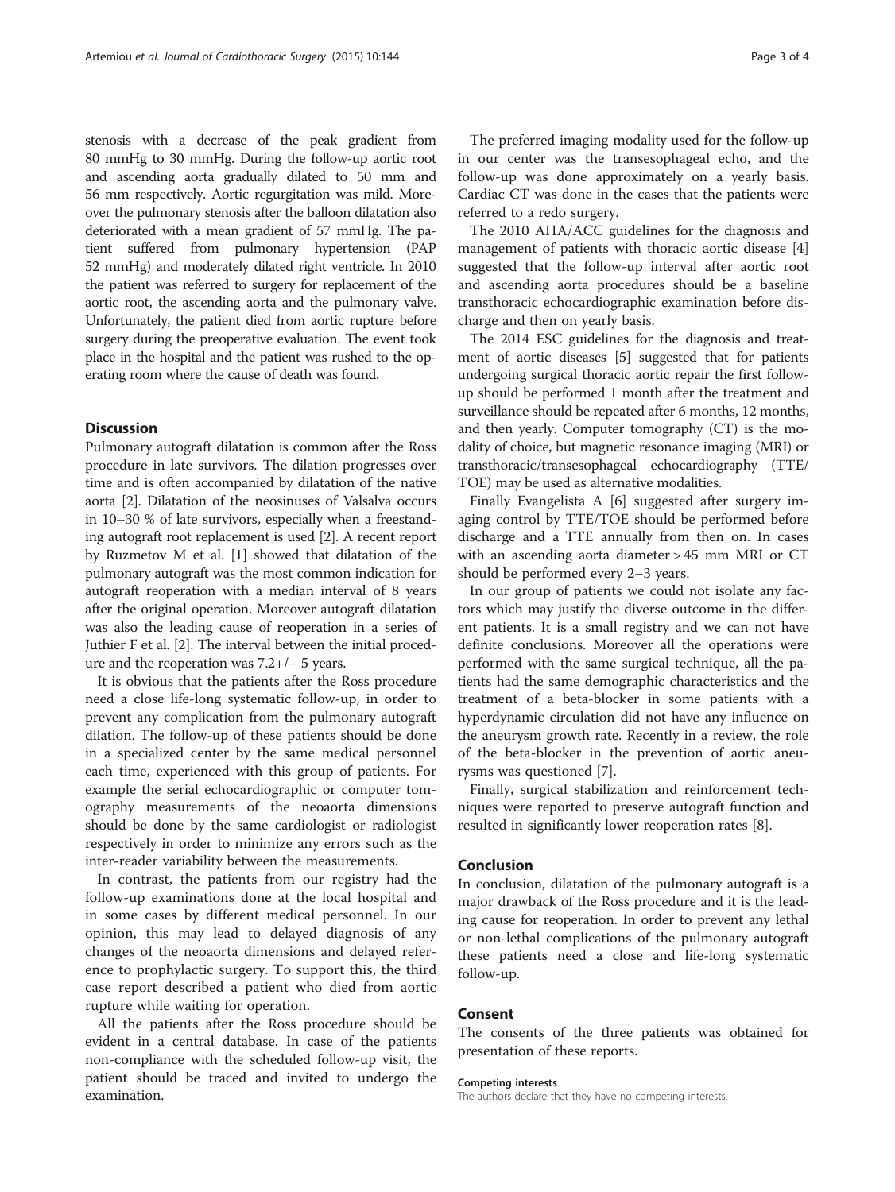stenosis with a decrease of the peak gradient from 80 mmHg to 30 mmHg. During the follow-up aortic root and ascending aorta gradually dilated to 50 mm and 56 mm respectively. Aortic regurgitation was mild. Moreover the pulmonary stenosis after the balloon dilatation also deteriorated with a mean gradient of 57 mmHg. The patient suffered from pulmonary hypertension (PAP 52 mmHg) and moderately dilated right ventricle. In 2010 the patient was referred to surgery for replacement of the aortic root, the ascending aorta and the pulmonary valve. Unfortunately, the patient died from aortic rupture before surgery during the preoperative evaluation. The event took place in the hospital and the patient was rushed to the operating room where the cause of death was found.

## Discussion

Pulmonary autograft dilatation is common after the Ross procedure in late survivors. The dilation progresses over time and is often accompanied by dilatation of the native aorta [2]. Dilatation of the neosinuses of Valsalva occurs in 10–30 % of late survivors, especially when a freestanding autograft root replacement is used [2]. A recent report by Ruzmetov M et al. [1] showed that dilatation of the pulmonary autograft was the most common indication for autograft reoperation with a median interval of 8 years after the original operation. Moreover autograft dilatation was also the leading cause of reoperation in a series of Juthier F et al. [2]. The interval between the initial procedure and the reoperation was 7.2+/− 5 years.

It is obvious that the patients after the Ross procedure need a close life-long systematic follow-up, in order to prevent any complication from the pulmonary autograft dilation. The follow-up of these patients should be done in a specialized center by the same medical personnel each time, experienced with this group of patients. For example the serial echocardiographic or computer tomography measurements of the neoaorta dimensions should be done by the same cardiologist or radiologist respectively in order to minimize any errors such as the inter-reader variability between the measurements.

In contrast, the patients from our registry had the follow-up examinations done at the local hospital and in some cases by different medical personnel. In our opinion, this may lead to delayed diagnosis of any changes of the neoaorta dimensions and delayed reference to prophylactic surgery. To support this, the third case report described a patient who died from aortic rupture while waiting for operation.

All the patients after the Ross procedure should be evident in a central database. In case of the patients non-compliance with the scheduled follow-up visit, the patient should be traced and invited to undergo the examination.

The preferred imaging modality used for the follow-up in our center was the transesophageal echo, and the follow-up was done approximately on a yearly basis. Cardiac CT was done in the cases that the patients were referred to a redo surgery.

The 2010 AHA/ACC guidelines for the diagnosis and management of patients with thoracic aortic disease [4] suggested that the follow-up interval after aortic root and ascending aorta procedures should be a baseline transthoracic echocardiographic examination before discharge and then on yearly basis.

The 2014 ESC guidelines for the diagnosis and treatment of aortic diseases [5] suggested that for patients undergoing surgical thoracic aortic repair the first follow-up should be performed 1 month after the treatment and surveillance should be repeated after 6 months, 12 months, and then yearly. Computer tomography (CT) is the modality of choice, but magnetic resonance imaging (MRI) or transthoracic/transesophageal echocardiography (TTE/TOE) may be used as alternative modalities.

Finally Evangelista A [6] suggested after surgery imaging control by TTE/TOE should be performed before discharge and a TTE annually from then on. In cases with an ascending aorta diameter > 45 mm MRI or CT should be performed every 2–3 years.

In our group of patients we could not isolate any factors which may justify the diverse outcome in the different patients. It is a small registry and we can not have definite conclusions. Moreover all the operations were performed with the same surgical technique, all the patients had the same demographic characteristics and the treatment of a beta-blocker in some patients with a hyperdynamic circulation did not have any influence on the aneurysm growth rate. Recently in a review, the role of the beta-blocker in the prevention of aortic aneurysms was questioned [7].

Finally, surgical stabilization and reinforcement techniques were reported to preserve autograft function and resulted in significantly lower reoperation rates [8].

## Conclusion

In conclusion, dilatation of the pulmonary autograft is a major drawback of the Ross procedure and it is the leading cause for reoperation. In order to prevent any lethal or non-lethal complications of the pulmonary autograft these patients need a close and life-long systematic follow-up.

## Consent

The consents of the three patients was obtained for presentation of these reports.

#### Competing interests

The authors declare that they have no competing interests.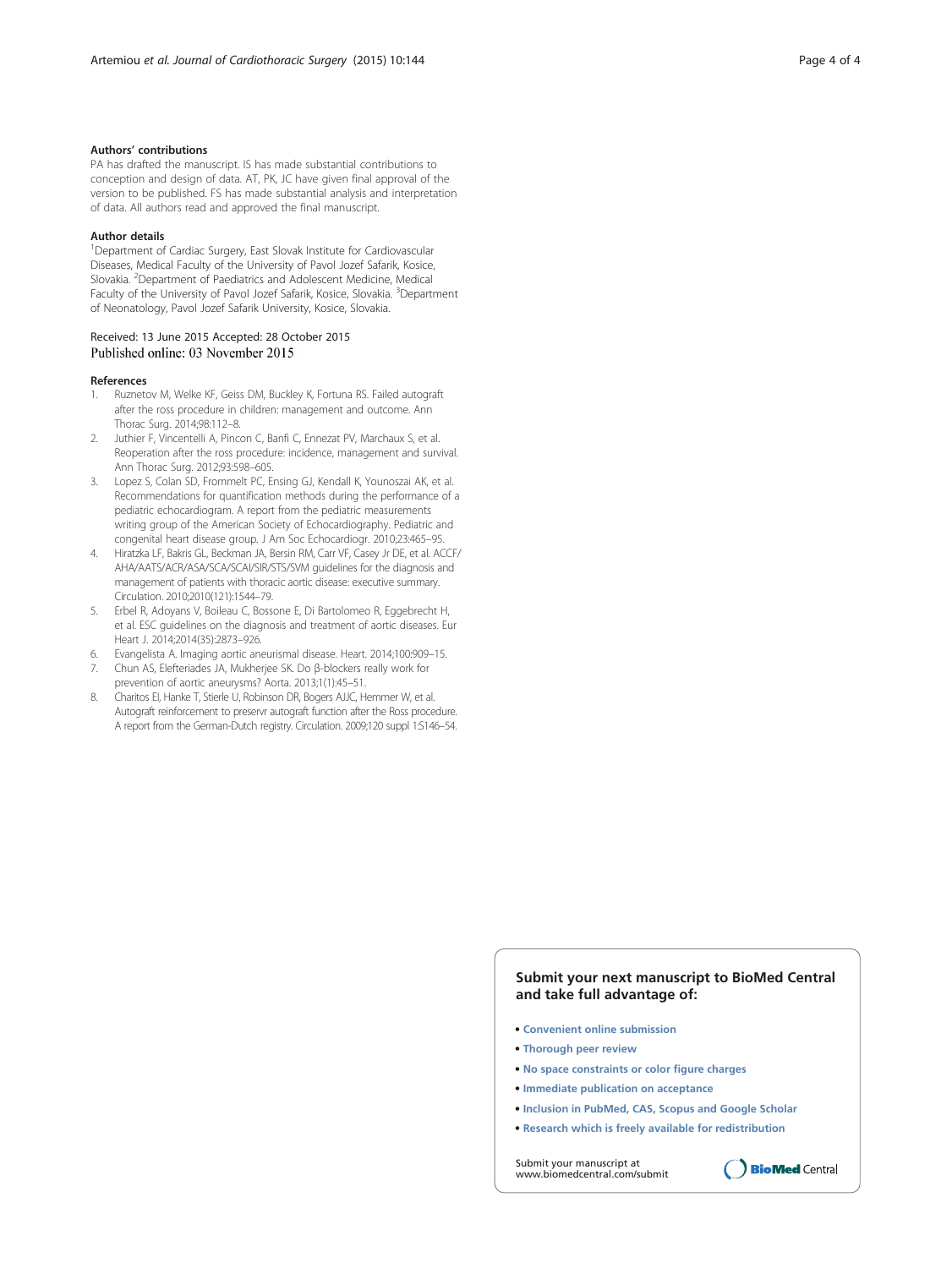#### Authors' contributions

PA has drafted the manuscript. IS has made substantial contributions to conception and design of data. AT, PK, JC have given final approval of the version to be published. FS has made substantial analysis and interpretation of data. All authors read and approved the final manuscript.

#### Author details

[1]Department of Cardiac Surgery, East Slovak Institute for Cardiovascular Diseases, Medical Faculty of the University of Pavol Jozef Safarik, Kosice, Slovakia. [2]Department of Paediatrics and Adolescent Medicine, Medical Faculty of the University of Pavol Jozef Safarik, Kosice, Slovakia. [3]Department of Neonatology, Pavol Jozef Safarik University, Kosice, Slovakia.

Received: 13 June 2015 Accepted: 28 October 2015
Published online: 03 November 2015

#### References

1. Ruznetov M, Welke KF, Geiss DM, Buckley K, Fortuna RS. Failed autograft after the ross procedure in children: management and outcome. Ann Thorac Surg. 2014;98:112–8.
2. Juthier F, Vincentelli A, Pincon C, Banfi C, Ennezat PV, Marchaux S, et al. Reoperation after the ross procedure: incidence, management and survival. Ann Thorac Surg. 2012;93:598–605.
3. Lopez S, Colan SD, Frommelt PC, Ensing GJ, Kendall K, Younoszai AK, et al. Recommendations for quantification methods during the performance of a pediatric echocardiogram. A report from the pediatric measurements writing group of the American Society of Echocardiography. Pediatric and congenital heart disease group. J Am Soc Echocardiogr. 2010;23:465–95.
4. Hiratzka LF, Bakris GL, Beckman JA, Bersin RM, Carr VF, Casey Jr DE, et al. ACCF/AHA/AATS/ACR/ASA/SCA/SCAI/SIR/STS/SVM guidelines for the diagnosis and management of patients with thoracic aortic disease: executive summary. Circulation. 2010;2010(121):1544–79.
5. Erbel R, Adoyans V, Boileau C, Bossone E, Di Bartolomeo R, Eggebrecht H, et al. ESC guidelines on the diagnosis and treatment of aortic diseases. Eur Heart J. 2014;2014(35):2873–926.
6. Evangelista A. Imaging aortic aneurismal disease. Heart. 2014;100:909–15.
7. Chun AS, Elefteriades JA, Mukherjee SK. Do β-blockers really work for prevention of aortic aneurysms? Aorta. 2013;1(1):45–51.
8. Charitos EI, Hanke T, Stierle U, Robinson DR, Bogers AJJC, Hemmer W, et al. Autograft reinforcement to preservr autograft function after the Ross procedure. A report from the German-Dutch registry. Circulation. 2009;120 suppl 1:S146–54.

**Submit your next manuscript to BioMed Central and take full advantage of:**

- **Convenient online submission**
- **Thorough peer review**
- **No space constraints or color figure charges**
- **Immediate publication on acceptance**
- **Inclusion in PubMed, CAS, Scopus and Google Scholar**
- **Research which is freely available for redistribution**

Submit your manuscript at
www.biomedcentral.com/submit

BioMed Central